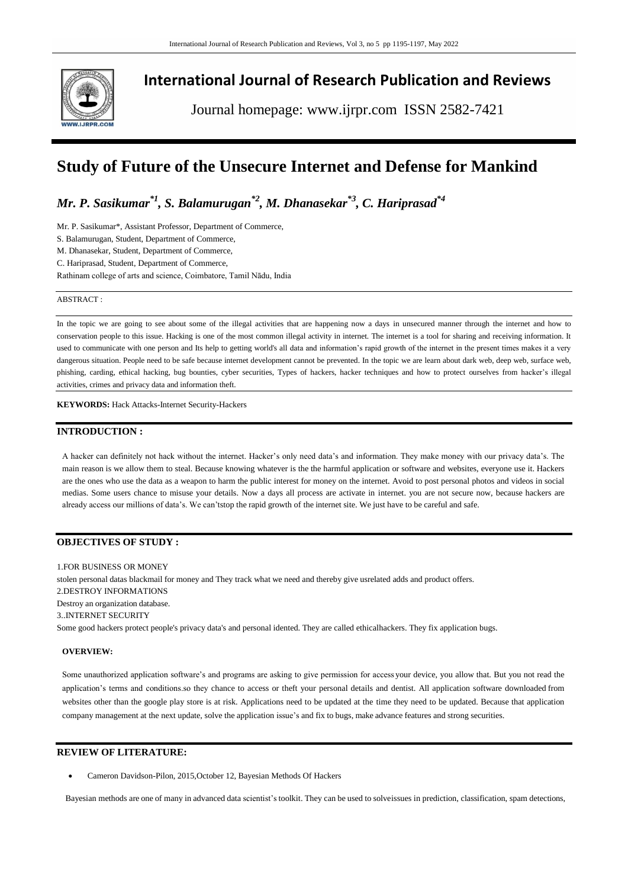# International Journal of Research Publication and Reviews

Journal homepage: www.ijrpr.com ISSN 2582-7421

# Study of Future of the Unsecure Internet and Defense for Mankind

***Mr. P. Sasikumar*[1], S. Balamurugan*[2], M. Dhanasekar*[3], C. Hariprasad*[4]***

Mr. P. Sasikumar*, Assistant Professor, Department of Commerce,
S. Balamurugan, Student, Department of Commerce,
M. Dhanasekar, Student, Department of Commerce,
C. Hariprasad, Student, Department of Commerce,
Rathinam college of arts and science, Coimbatore, Tamil Nādu, India

ABSTRACT :

In the topic we are going to see about some of the illegal activities that are happening now a days in unsecured manner through the internet and how to conservation people to this issue. Hacking is one of the most common illegal activity in internet. The internet is a tool for sharing and receiving information. It used to communicate with one person and Its help to getting world's all data and information's rapid growth of the internet in the present times makes it a very dangerous situation. People need to be safe because internet development cannot be prevented. In the topic we are learn about dark web, deep web, surface web, phishing, carding, ethical hacking, bug bounties, cyber securities, Types of hackers, hacker techniques and how to protect ourselves from hacker's illegal activities, crimes and privacy data and information theft.

**KEYWORDS:** Hack Attacks-Internet Security-Hackers

## INTRODUCTION :

A hacker can definitely not hack without the internet. Hacker's only need data's and information. They make money with our privacy data's. The main reason is we allow them to steal. Because knowing whatever is the the harmful application or software and websites, everyone use it. Hackers are the ones who use the data as a weapon to harm the public interest for money on the internet. Avoid to post personal photos and videos in social medias. Some users chance to misuse your details. Now a days all process are activate in internet. you are not secure now, because hackers are already access our millions of data's. We can'tstop the rapid growth of the internet site. We just have to be careful and safe.

## OBJECTIVES OF STUDY :

1.FOR BUSINESS OR MONEY

stolen personal datas blackmail for money and They track what we need and thereby give usrelated adds and product offers.

2.DESTROY INFORMATIONS

Destroy an organization database.

3..INTERNET SECURITY

Some good hackers protect people's privacy data's and personal idented. They are called ethicalhackers. They fix application bugs.

### OVERVIEW:

Some unauthorized application software's and programs are asking to give permission for access your device, you allow that. But you not read the application's terms and conditions.so they chance to access or theft your personal details and dentist. All application software downloaded from websites other than the google play store is at risk. Applications need to be updated at the time they need to be updated. Because that application company management at the next update, solve the application issue's and fix to bugs, make advance features and strong securities.

## REVIEW OF LITERATURE:

- Cameron Davidson-Pilon, 2015,October 12, Bayesian Methods Of Hackers

Bayesian methods are one of many in advanced data scientist's toolkit. They can be used to solveissues in prediction, classification, spam detections,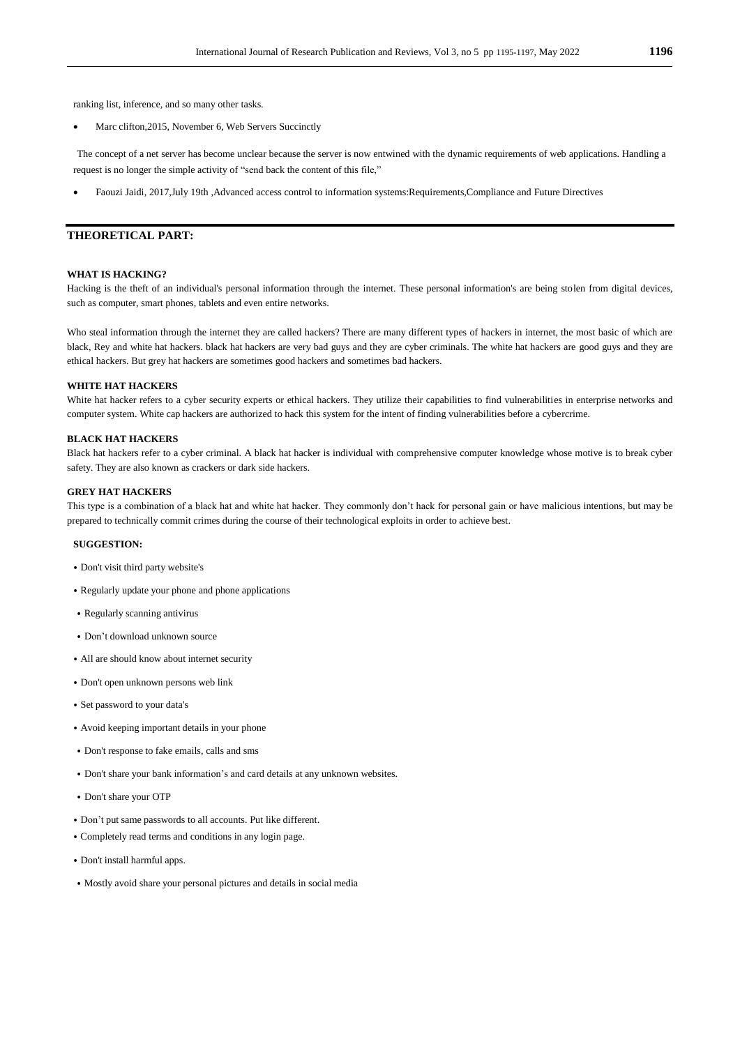ranking list, inference, and so many other tasks.

- Marc clifton,2015, November 6, Web Servers Succinctly

The concept of a net server has become unclear because the server is now entwined with the dynamic requirements of web applications. Handling a request is no longer the simple activity of "send back the content of this file,"

- Faouzi Jaidi, 2017,July 19th ,Advanced access control to information systems:Requirements,Compliance and Future Directives

## THEORETICAL PART:

### WHAT IS HACKING?

Hacking is the theft of an individual's personal information through the internet. These personal information's are being stolen from digital devices, such as computer, smart phones, tablets and even entire networks.

Who steal information through the internet they are called hackers? There are many different types of hackers in internet, the most basic of which are black, Rey and white hat hackers. black hat hackers are very bad guys and they are cyber criminals. The white hat hackers are good guys and they are ethical hackers. But grey hat hackers are sometimes good hackers and sometimes bad hackers.

### WHITE HAT HACKERS

White hat hacker refers to a cyber security experts or ethical hackers. They utilize their capabilities to find vulnerabilities in enterprise networks and computer system. White cap hackers are authorized to hack this system for the intent of finding vulnerabilities before a cybercrime.

### BLACK HAT HACKERS

Black hat hackers refer to a cyber criminal. A black hat hacker is individual with comprehensive computer knowledge whose motive is to break cyber safety. They are also known as crackers or dark side hackers.

### GREY HAT HACKERS

This type is a combination of a black hat and white hat hacker. They commonly don't hack for personal gain or have malicious intentions, but may be prepared to technically commit crimes during the course of their technological exploits in order to achieve best.

### SUGGESTION:

- Don't visit third party website's
- Regularly update your phone and phone applications
- Regularly scanning antivirus
- Don't download unknown source
- All are should know about internet security
- Don't open unknown persons web link
- Set password to your data's
- Avoid keeping important details in your phone
- Don't response to fake emails, calls and sms
- Don't share your bank information's and card details at any unknown websites.
- Don't share your OTP
- Don't put same passwords to all accounts. Put like different.
- Completely read terms and conditions in any login page.
- Don't install harmful apps.
- Mostly avoid share your personal pictures and details in social media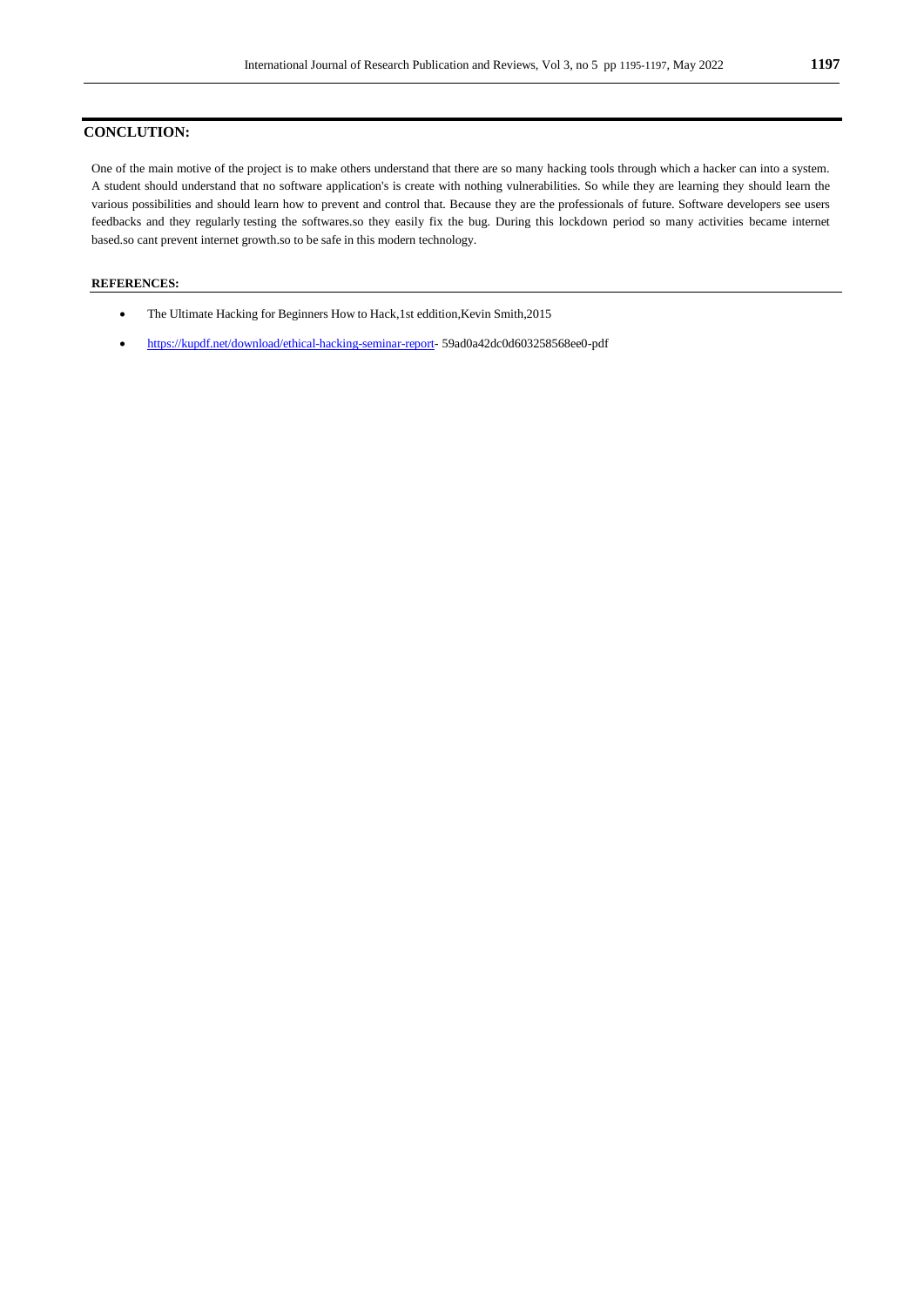## CONCLUTION:

One of the main motive of the project is to make others understand that there are so many hacking tools through which a hacker can into a system. A student should understand that no software application's is create with nothing vulnerabilities. So while they are learning they should learn the various possibilities and should learn how to prevent and control that. Because they are the professionals of future. Software developers see users feedbacks and they regularly testing the softwares.so they easily fix the bug. During this lockdown period so many activities became internet based.so cant prevent internet growth.so to be safe in this modern technology.

### REFERENCES:

- The Ultimate Hacking for Beginners How to Hack,1st eddition,Kevin Smith,2015
- https://kupdf.net/download/ethical-hacking-seminar-report- 59ad0a42dc0d603258568ee0-pdf